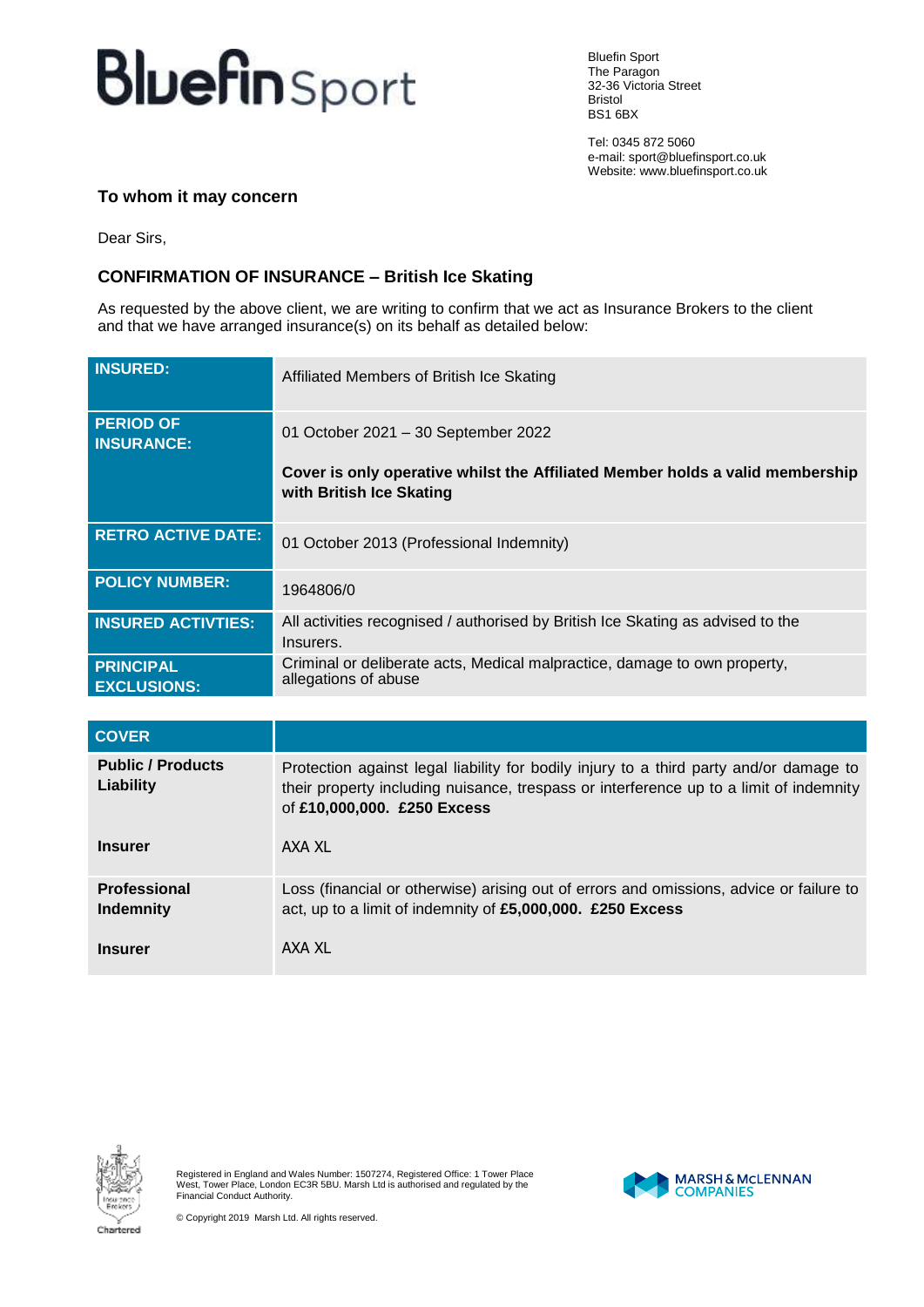# BluefinSport

Bluefin Sport
The Paragon
32-36 Victoria Street
Bristol
BS1 6BX

Tel: 0345 872 5060
e-mail: sport@bluefinsport.co.uk
Website: www.bluefinsport.co.uk

**To whom it may concern**

Dear Sirs,

### CONFIRMATION OF INSURANCE – British Ice Skating

As requested by the above client, we are writing to confirm that we act as Insurance Brokers to the client and that we have arranged insurance(s) on its behalf as detailed below:

| | |
|---|---|
| **INSURED:** | Affiliated Members of British Ice Skating |
| **PERIOD OF INSURANCE:** | 01 October 2021 – 30 September 2022<br><br>**Cover is only operative whilst the Affiliated Member holds a valid membership with British Ice Skating** |
| **RETRO ACTIVE DATE:** | 01 October 2013 (Professional Indemnity) |
| **POLICY NUMBER:** | 1964806/0 |
| **INSURED ACTIVTIES:** | All activities recognised / authorised by British Ice Skating as advised to the Insurers. |
| **PRINCIPAL EXCLUSIONS:** | Criminal or deliberate acts, Medical malpractice, damage to own property, allegations of abuse |

| **COVER** | |
|---|---|
| **Public / Products Liability** | Protection against legal liability for bodily injury to a third party and/or damage to their property including nuisance, trespass or interference up to a limit of indemnity of **£10,000,000. £250 Excess** |
| **Insurer** | AXA XL |
| **Professional Indemnity** | Loss (financial or otherwise) arising out of errors and omissions, advice or failure to act, up to a limit of indemnity of **£5,000,000. £250 Excess** |
| **Insurer** | AXA XL |

Registered in England and Wales Number: 1507274, Registered Office: 1 Tower Place West, Tower Place, London EC3R 5BU. Marsh Ltd is authorised and regulated by the Financial Conduct Authority.

© Copyright 2019 Marsh Ltd. All rights reserved.

MARSH & McLENNAN COMPANIES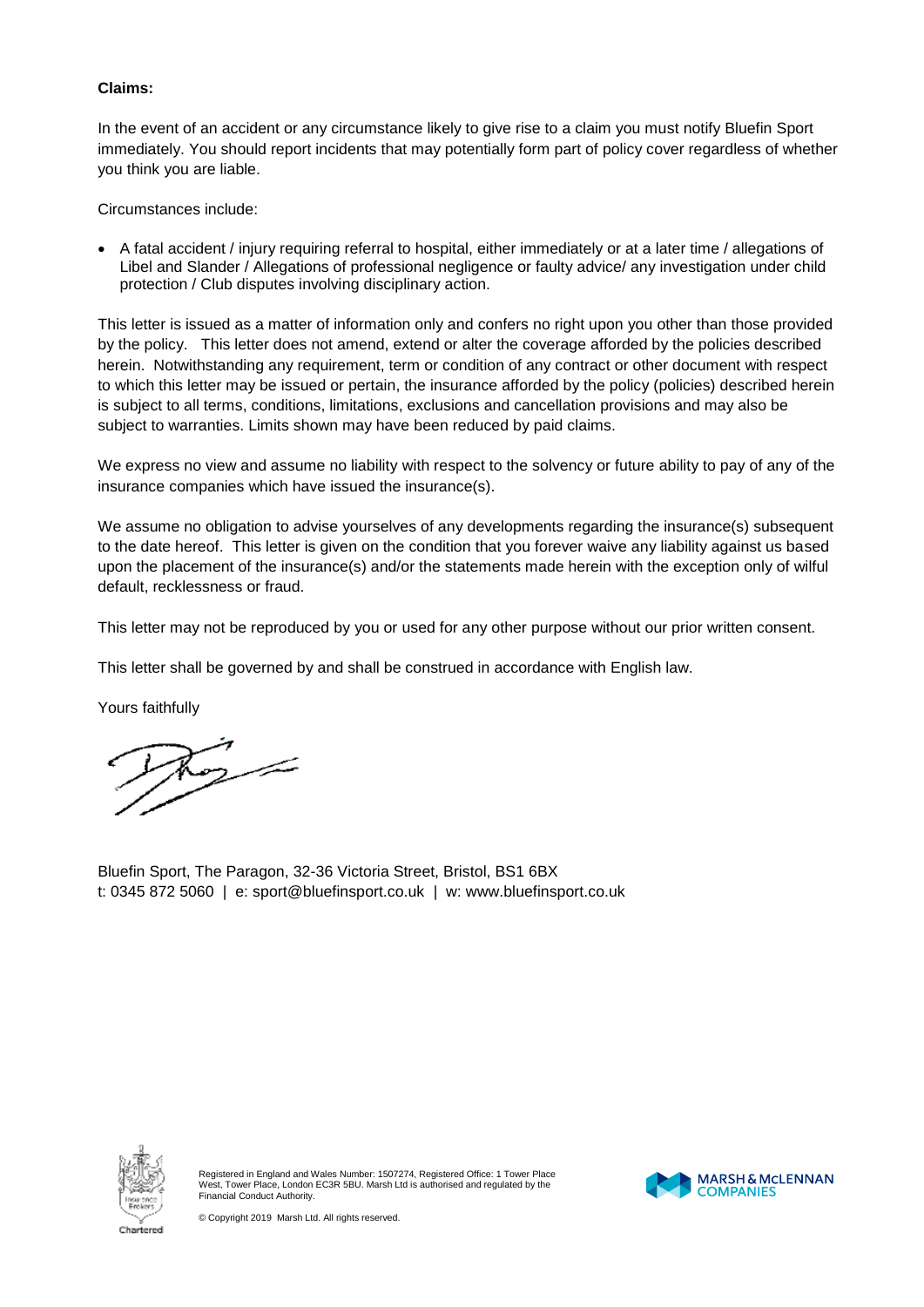**Claims:**

In the event of an accident or any circumstance likely to give rise to a claim you must notify Bluefin Sport immediately. You should report incidents that may potentially form part of policy cover regardless of whether you think you are liable.

Circumstances include:

- A fatal accident / injury requiring referral to hospital, either immediately or at a later time / allegations of Libel and Slander / Allegations of professional negligence or faulty advice/ any investigation under child protection / Club disputes involving disciplinary action.

This letter is issued as a matter of information only and confers no right upon you other than those provided by the policy. This letter does not amend, extend or alter the coverage afforded by the policies described herein. Notwithstanding any requirement, term or condition of any contract or other document with respect to which this letter may be issued or pertain, the insurance afforded by the policy (policies) described herein is subject to all terms, conditions, limitations, exclusions and cancellation provisions and may also be subject to warranties. Limits shown may have been reduced by paid claims.

We express no view and assume no liability with respect to the solvency or future ability to pay of any of the insurance companies which have issued the insurance(s).

We assume no obligation to advise yourselves of any developments regarding the insurance(s) subsequent to the date hereof. This letter is given on the condition that you forever waive any liability against us based upon the placement of the insurance(s) and/or the statements made herein with the exception only of wilful default, recklessness or fraud.

This letter may not be reproduced by you or used for any other purpose without our prior written consent.

This letter shall be governed by and shall be construed in accordance with English law.

Yours faithfully

Bluefin Sport, The Paragon, 32-36 Victoria Street, Bristol, BS1 6BX
t: 0345 872 5060 | e: sport@bluefinsport.co.uk | w: www.bluefinsport.co.uk

Registered in England and Wales Number: 1507274, Registered Office: 1 Tower Place West, Tower Place, London EC3R 5BU. Marsh Ltd is authorised and regulated by the Financial Conduct Authority.

© Copyright 2019 Marsh Ltd. All rights reserved.